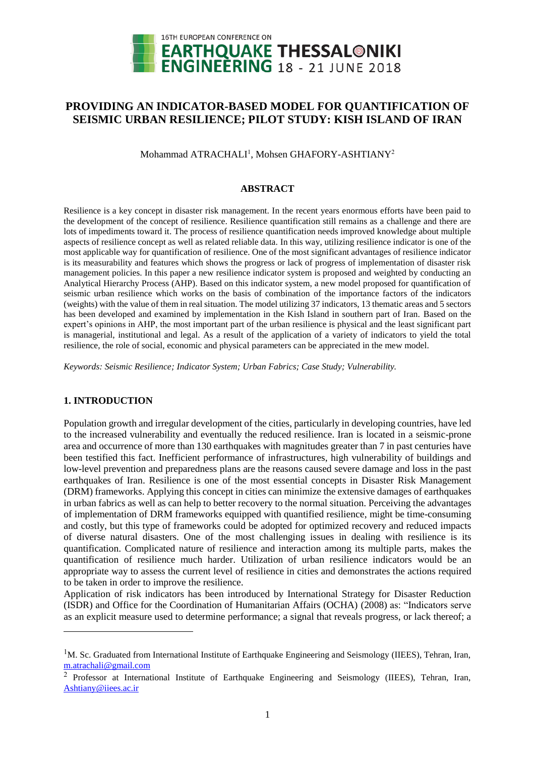# PROVIDING AN INDICATOR-BASED MODEL FOR QUANTIFICATION OF SEISMIC URBAN RESILIENCE; PILOT STUDY: KISH ISLAND OF IRAN

Mohammad ATRACHALI[1], Mohsen GHAFORY-ASHTIANY[2]

## ABSTRACT

Resilience is a key concept in disaster risk management. In the recent years enormous efforts have been paid to the development of the concept of resilience. Resilience quantification still remains as a challenge and there are lots of impediments toward it. The process of resilience quantification needs improved knowledge about multiple aspects of resilience concept as well as related reliable data. In this way, utilizing resilience indicator is one of the most applicable way for quantification of resilience. One of the most significant advantages of resilience indicator is its measurability and features which shows the progress or lack of progress of implementation of disaster risk management policies. In this paper a new resilience indicator system is proposed and weighted by conducting an Analytical Hierarchy Process (AHP). Based on this indicator system, a new model proposed for quantification of seismic urban resilience which works on the basis of combination of the importance factors of the indicators (weights) with the value of them in real situation. The model utilizing 37 indicators, 13 thematic areas and 5 sectors has been developed and examined by implementation in the Kish Island in southern part of Iran. Based on the expert's opinions in AHP, the most important part of the urban resilience is physical and the least significant part is managerial, institutional and legal. As a result of the application of a variety of indicators to yield the total resilience, the role of social, economic and physical parameters can be appreciated in the mew model.

*Keywords: Seismic Resilience; Indicator System; Urban Fabrics; Case Study; Vulnerability.*

## 1. INTRODUCTION

Population growth and irregular development of the cities, particularly in developing countries, have led to the increased vulnerability and eventually the reduced resilience. Iran is located in a seismic-prone area and occurrence of more than 130 earthquakes with magnitudes greater than 7 in past centuries have been testified this fact. Inefficient performance of infrastructures, high vulnerability of buildings and low-level prevention and preparedness plans are the reasons caused severe damage and loss in the past earthquakes of Iran. Resilience is one of the most essential concepts in Disaster Risk Management (DRM) frameworks. Applying this concept in cities can minimize the extensive damages of earthquakes in urban fabrics as well as can help to better recovery to the normal situation. Perceiving the advantages of implementation of DRM frameworks equipped with quantified resilience, might be time-consuming and costly, but this type of frameworks could be adopted for optimized recovery and reduced impacts of diverse natural disasters. One of the most challenging issues in dealing with resilience is its quantification. Complicated nature of resilience and interaction among its multiple parts, makes the quantification of resilience much harder. Utilization of urban resilience indicators would be an appropriate way to assess the current level of resilience in cities and demonstrates the actions required to be taken in order to improve the resilience.

Application of risk indicators has been introduced by International Strategy for Disaster Reduction (ISDR) and Office for the Coordination of Humanitarian Affairs (OCHA) (2008) as: "Indicators serve as an explicit measure used to determine performance; a signal that reveals progress, or lack thereof; a

---

[1]M. Sc. Graduated from International Institute of Earthquake Engineering and Seismology (IIEES), Tehran, Iran, m.atrachali@gmail.com

[2] Professor at International Institute of Earthquake Engineering and Seismology (IIEES), Tehran, Iran, Ashtiany@iiees.ac.ir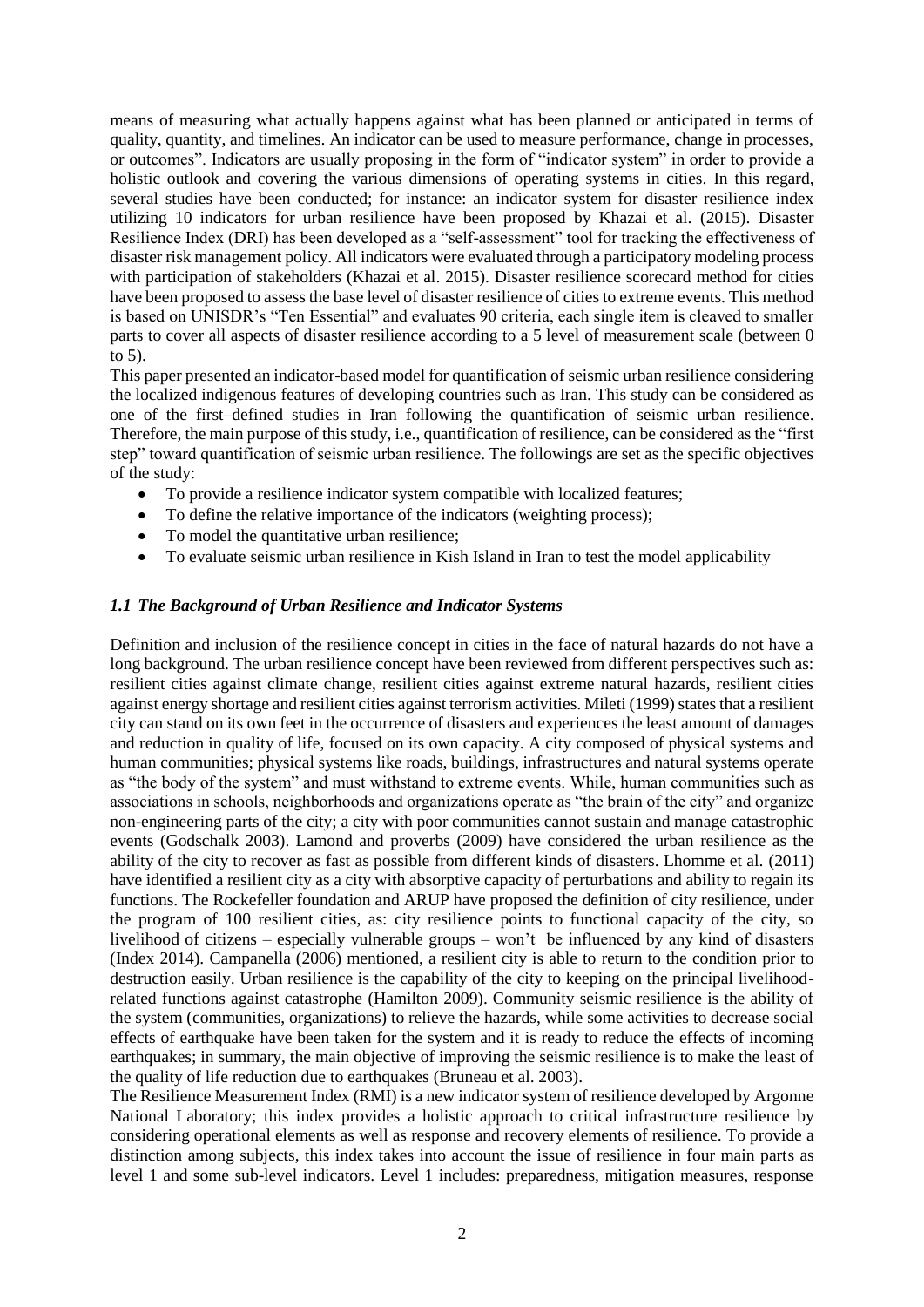means of measuring what actually happens against what has been planned or anticipated in terms of quality, quantity, and timelines. An indicator can be used to measure performance, change in processes, or outcomes". Indicators are usually proposing in the form of "indicator system" in order to provide a holistic outlook and covering the various dimensions of operating systems in cities. In this regard, several studies have been conducted; for instance: an indicator system for disaster resilience index utilizing 10 indicators for urban resilience have been proposed by Khazai et al. (2015). Disaster Resilience Index (DRI) has been developed as a "self-assessment" tool for tracking the effectiveness of disaster risk management policy. All indicators were evaluated through a participatory modeling process with participation of stakeholders (Khazai et al. 2015). Disaster resilience scorecard method for cities have been proposed to assess the base level of disaster resilience of cities to extreme events. This method is based on UNISDR's "Ten Essential" and evaluates 90 criteria, each single item is cleaved to smaller parts to cover all aspects of disaster resilience according to a 5 level of measurement scale (between 0 to 5).

This paper presented an indicator-based model for quantification of seismic urban resilience considering the localized indigenous features of developing countries such as Iran. This study can be considered as one of the first–defined studies in Iran following the quantification of seismic urban resilience. Therefore, the main purpose of this study, i.e., quantification of resilience, can be considered as the "first step" toward quantification of seismic urban resilience. The followings are set as the specific objectives of the study:

- To provide a resilience indicator system compatible with localized features;
- To define the relative importance of the indicators (weighting process);
- To model the quantitative urban resilience;
- To evaluate seismic urban resilience in Kish Island in Iran to test the model applicability

### *1.1 The Background of Urban Resilience and Indicator Systems*

Definition and inclusion of the resilience concept in cities in the face of natural hazards do not have a long background. The urban resilience concept have been reviewed from different perspectives such as: resilient cities against climate change, resilient cities against extreme natural hazards, resilient cities against energy shortage and resilient cities against terrorism activities. Mileti (1999) states that a resilient city can stand on its own feet in the occurrence of disasters and experiences the least amount of damages and reduction in quality of life, focused on its own capacity. A city composed of physical systems and human communities; physical systems like roads, buildings, infrastructures and natural systems operate as "the body of the system" and must withstand to extreme events. While, human communities such as associations in schools, neighborhoods and organizations operate as "the brain of the city" and organize non-engineering parts of the city; a city with poor communities cannot sustain and manage catastrophic events (Godschalk 2003). Lamond and proverbs (2009) have considered the urban resilience as the ability of the city to recover as fast as possible from different kinds of disasters. Lhomme et al. (2011) have identified a resilient city as a city with absorptive capacity of perturbations and ability to regain its functions. The Rockefeller foundation and ARUP have proposed the definition of city resilience, under the program of 100 resilient cities, as: city resilience points to functional capacity of the city, so livelihood of citizens – especially vulnerable groups – won't be influenced by any kind of disasters (Index 2014). Campanella (2006) mentioned, a resilient city is able to return to the condition prior to destruction easily. Urban resilience is the capability of the city to keeping on the principal livelihood-related functions against catastrophe (Hamilton 2009). Community seismic resilience is the ability of the system (communities, organizations) to relieve the hazards, while some activities to decrease social effects of earthquake have been taken for the system and it is ready to reduce the effects of incoming earthquakes; in summary, the main objective of improving the seismic resilience is to make the least of the quality of life reduction due to earthquakes (Bruneau et al. 2003).

The Resilience Measurement Index (RMI) is a new indicator system of resilience developed by Argonne National Laboratory; this index provides a holistic approach to critical infrastructure resilience by considering operational elements as well as response and recovery elements of resilience. To provide a distinction among subjects, this index takes into account the issue of resilience in four main parts as level 1 and some sub-level indicators. Level 1 includes: preparedness, mitigation measures, response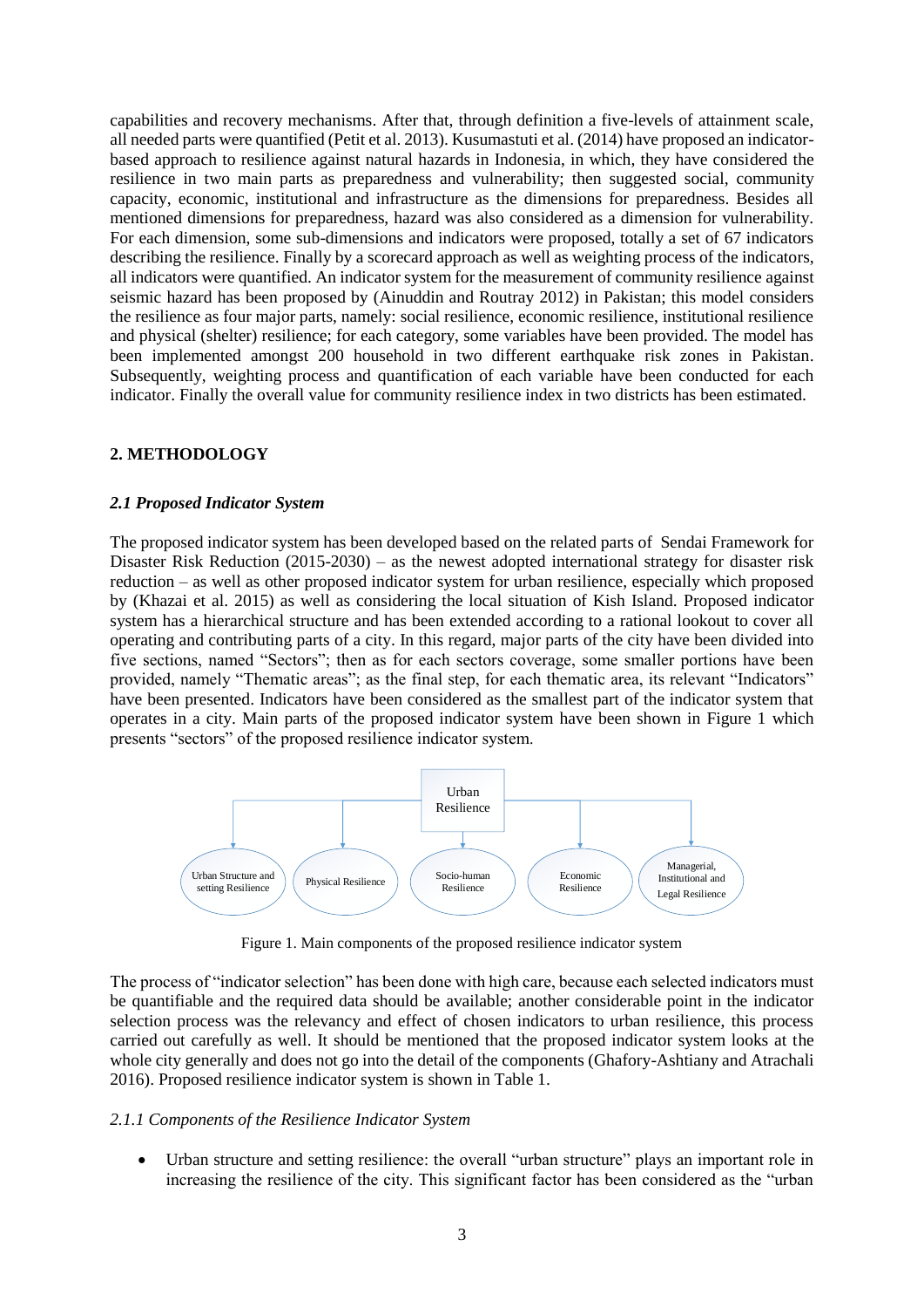capabilities and recovery mechanisms. After that, through definition a five-levels of attainment scale, all needed parts were quantified (Petit et al. 2013). Kusumastuti et al. (2014) have proposed an indicator-based approach to resilience against natural hazards in Indonesia, in which, they have considered the resilience in two main parts as preparedness and vulnerability; then suggested social, community capacity, economic, institutional and infrastructure as the dimensions for preparedness. Besides all mentioned dimensions for preparedness, hazard was also considered as a dimension for vulnerability. For each dimension, some sub-dimensions and indicators were proposed, totally a set of 67 indicators describing the resilience. Finally by a scorecard approach as well as weighting process of the indicators, all indicators were quantified. An indicator system for the measurement of community resilience against seismic hazard has been proposed by (Ainuddin and Routray 2012) in Pakistan; this model considers the resilience as four major parts, namely: social resilience, economic resilience, institutional resilience and physical (shelter) resilience; for each category, some variables have been provided. The model has been implemented amongst 200 household in two different earthquake risk zones in Pakistan. Subsequently, weighting process and quantification of each variable have been conducted for each indicator. Finally the overall value for community resilience index in two districts has been estimated.

## 2. METHODOLOGY

### *2.1 Proposed Indicator System*

The proposed indicator system has been developed based on the related parts of Sendai Framework for Disaster Risk Reduction (2015-2030) – as the newest adopted international strategy for disaster risk reduction – as well as other proposed indicator system for urban resilience, especially which proposed by (Khazai et al. 2015) as well as considering the local situation of Kish Island. Proposed indicator system has a hierarchical structure and has been extended according to a rational lookout to cover all operating and contributing parts of a city. In this regard, major parts of the city have been divided into five sections, named "Sectors"; then as for each sectors coverage, some smaller portions have been provided, namely "Thematic areas"; as the final step, for each thematic area, its relevant "Indicators" have been presented. Indicators have been considered as the smallest part of the indicator system that operates in a city. Main parts of the proposed indicator system have been shown in Figure 1 which presents "sectors" of the proposed resilience indicator system.

Urban Resilience

Urban Structure and setting Resilience | Physical Resilience | Socio-human Resilience | Economic Resilience | Managerial, Institutional and Legal Resilience

Figure 1. Main components of the proposed resilience indicator system

The process of "indicator selection" has been done with high care, because each selected indicators must be quantifiable and the required data should be available; another considerable point in the indicator selection process was the relevancy and effect of chosen indicators to urban resilience, this process carried out carefully as well. It should be mentioned that the proposed indicator system looks at the whole city generally and does not go into the detail of the components (Ghafory-Ashtiany and Atrachali 2016). Proposed resilience indicator system is shown in Table 1.

#### *2.1.1 Components of the Resilience Indicator System*

- Urban structure and setting resilience: the overall "urban structure" plays an important role in increasing the resilience of the city. This significant factor has been considered as the "urban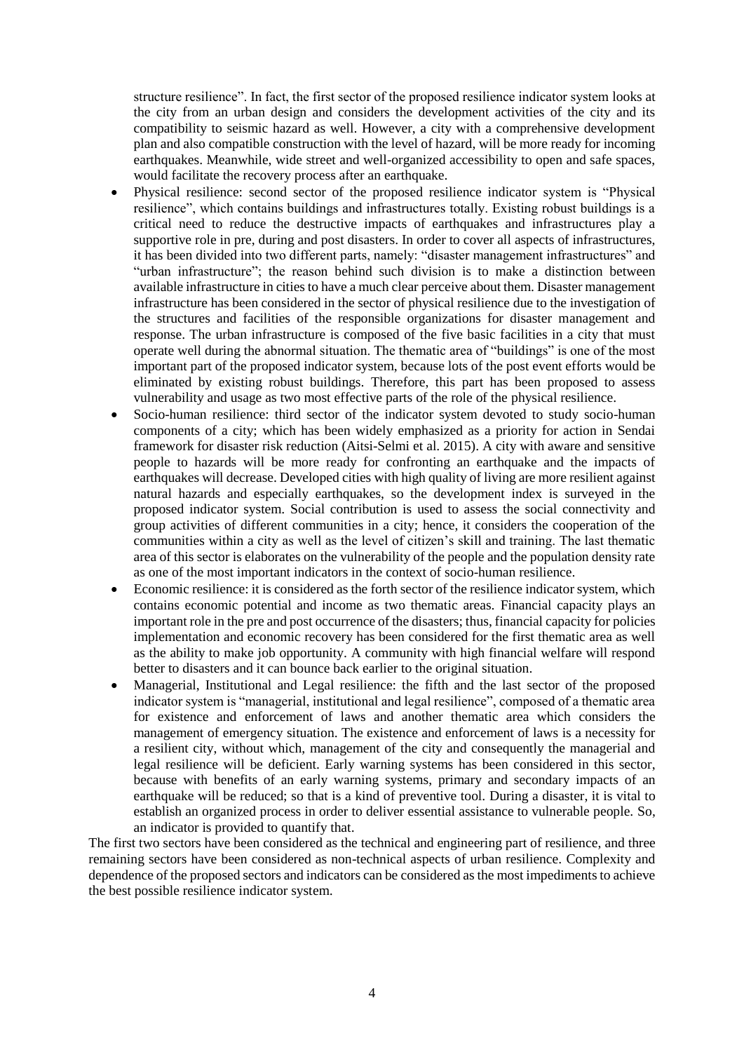structure resilience". In fact, the first sector of the proposed resilience indicator system looks at the city from an urban design and considers the development activities of the city and its compatibility to seismic hazard as well. However, a city with a comprehensive development plan and also compatible construction with the level of hazard, will be more ready for incoming earthquakes. Meanwhile, wide street and well-organized accessibility to open and safe spaces, would facilitate the recovery process after an earthquake.

- Physical resilience: second sector of the proposed resilience indicator system is "Physical resilience", which contains buildings and infrastructures totally. Existing robust buildings is a critical need to reduce the destructive impacts of earthquakes and infrastructures play a supportive role in pre, during and post disasters. In order to cover all aspects of infrastructures, it has been divided into two different parts, namely: "disaster management infrastructures" and "urban infrastructure"; the reason behind such division is to make a distinction between available infrastructure in cities to have a much clear perceive about them. Disaster management infrastructure has been considered in the sector of physical resilience due to the investigation of the structures and facilities of the responsible organizations for disaster management and response. The urban infrastructure is composed of the five basic facilities in a city that must operate well during the abnormal situation. The thematic area of "buildings" is one of the most important part of the proposed indicator system, because lots of the post event efforts would be eliminated by existing robust buildings. Therefore, this part has been proposed to assess vulnerability and usage as two most effective parts of the role of the physical resilience.
- Socio-human resilience: third sector of the indicator system devoted to study socio-human components of a city; which has been widely emphasized as a priority for action in Sendai framework for disaster risk reduction (Aitsi-Selmi et al. 2015). A city with aware and sensitive people to hazards will be more ready for confronting an earthquake and the impacts of earthquakes will decrease. Developed cities with high quality of living are more resilient against natural hazards and especially earthquakes, so the development index is surveyed in the proposed indicator system. Social contribution is used to assess the social connectivity and group activities of different communities in a city; hence, it considers the cooperation of the communities within a city as well as the level of citizen's skill and training. The last thematic area of this sector is elaborates on the vulnerability of the people and the population density rate as one of the most important indicators in the context of socio-human resilience.
- Economic resilience: it is considered as the forth sector of the resilience indicator system, which contains economic potential and income as two thematic areas. Financial capacity plays an important role in the pre and post occurrence of the disasters; thus, financial capacity for policies implementation and economic recovery has been considered for the first thematic area as well as the ability to make job opportunity. A community with high financial welfare will respond better to disasters and it can bounce back earlier to the original situation.
- Managerial, Institutional and Legal resilience: the fifth and the last sector of the proposed indicator system is "managerial, institutional and legal resilience", composed of a thematic area for existence and enforcement of laws and another thematic area which considers the management of emergency situation. The existence and enforcement of laws is a necessity for a resilient city, without which, management of the city and consequently the managerial and legal resilience will be deficient. Early warning systems has been considered in this sector, because with benefits of an early warning systems, primary and secondary impacts of an earthquake will be reduced; so that is a kind of preventive tool. During a disaster, it is vital to establish an organized process in order to deliver essential assistance to vulnerable people. So, an indicator is provided to quantify that.

The first two sectors have been considered as the technical and engineering part of resilience, and three remaining sectors have been considered as non-technical aspects of urban resilience. Complexity and dependence of the proposed sectors and indicators can be considered as the most impediments to achieve the best possible resilience indicator system.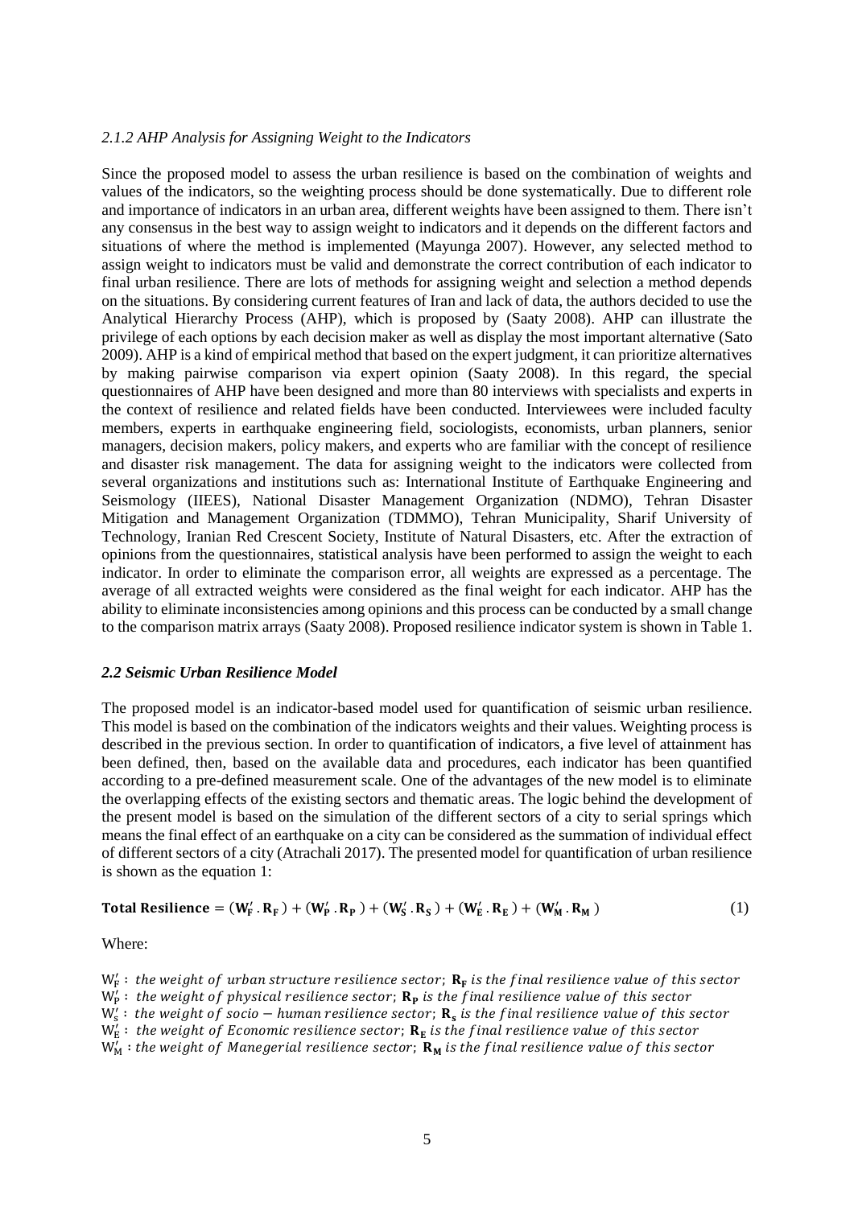### *2.1.2 AHP Analysis for Assigning Weight to the Indicators*

Since the proposed model to assess the urban resilience is based on the combination of weights and values of the indicators, so the weighting process should be done systematically. Due to different role and importance of indicators in an urban area, different weights have been assigned to them. There isn't any consensus in the best way to assign weight to indicators and it depends on the different factors and situations of where the method is implemented (Mayunga 2007). However, any selected method to assign weight to indicators must be valid and demonstrate the correct contribution of each indicator to final urban resilience. There are lots of methods for assigning weight and selection a method depends on the situations. By considering current features of Iran and lack of data, the authors decided to use the Analytical Hierarchy Process (AHP), which is proposed by (Saaty 2008). AHP can illustrate the privilege of each options by each decision maker as well as display the most important alternative (Sato 2009). AHP is a kind of empirical method that based on the expert judgment, it can prioritize alternatives by making pairwise comparison via expert opinion (Saaty 2008). In this regard, the special questionnaires of AHP have been designed and more than 80 interviews with specialists and experts in the context of resilience and related fields have been conducted. Interviewees were included faculty members, experts in earthquake engineering field, sociologists, economists, urban planners, senior managers, decision makers, policy makers, and experts who are familiar with the concept of resilience and disaster risk management. The data for assigning weight to the indicators were collected from several organizations and institutions such as: International Institute of Earthquake Engineering and Seismology (IIEES), National Disaster Management Organization (NDMO), Tehran Disaster Mitigation and Management Organization (TDMMO), Tehran Municipality, Sharif University of Technology, Iranian Red Crescent Society, Institute of Natural Disasters, etc. After the extraction of opinions from the questionnaires, statistical analysis have been performed to assign the weight to each indicator. In order to eliminate the comparison error, all weights are expressed as a percentage. The average of all extracted weights were considered as the final weight for each indicator. AHP has the ability to eliminate inconsistencies among opinions and this process can be conducted by a small change to the comparison matrix arrays (Saaty 2008). Proposed resilience indicator system is shown in Table 1.

### *2.2 Seismic Urban Resilience Model*

The proposed model is an indicator-based model used for quantification of seismic urban resilience. This model is based on the combination of the indicators weights and their values. Weighting process is described in the previous section. In order to quantification of indicators, a five level of attainment has been defined, then, based on the available data and procedures, each indicator has been quantified according to a pre-defined measurement scale. One of the advantages of the new model is to eliminate the overlapping effects of the existing sectors and thematic areas. The logic behind the development of the present model is based on the simulation of the different sectors of a city to serial springs which means the final effect of an earthquake on a city can be considered as the summation of individual effect of different sectors of a city (Atrachali 2017). The presented model for quantification of urban resilience is shown as the equation 1:

$$\textbf{Total Resilience} = (\mathbf{W'_F} \, . \, \mathbf{R_F}) + (\mathbf{W'_P} \, . \, \mathbf{R_P}) + (\mathbf{W'_S} \, . \, \mathbf{R_S}) + (\mathbf{W'_E} \, . \, \mathbf{R_E}) + (\mathbf{W'_M} \, . \, \mathbf{R_M}) \tag{1}$$

Where:

$W'_F$ : *the weight of urban structure resilience sector*; $\mathbf{R_F}$ *is the final resilience value of this sector*

$W'_P$ : *the weight of physical resilience sector*; $\mathbf{R_P}$ *is the final resilience value of this sector*

$W'_S$ : *the weight of socio − human resilience sector*; $\mathbf{R_s}$ *is the final resilience value of this sector*

$W'_E$ : *the weight of Economic resilience sector*; $\mathbf{R_E}$ *is the final resilience value of this sector*

$W'_M$ : *the weight of Manegerial resilience sector*; $\mathbf{R_M}$ *is the final resilience value of this sector*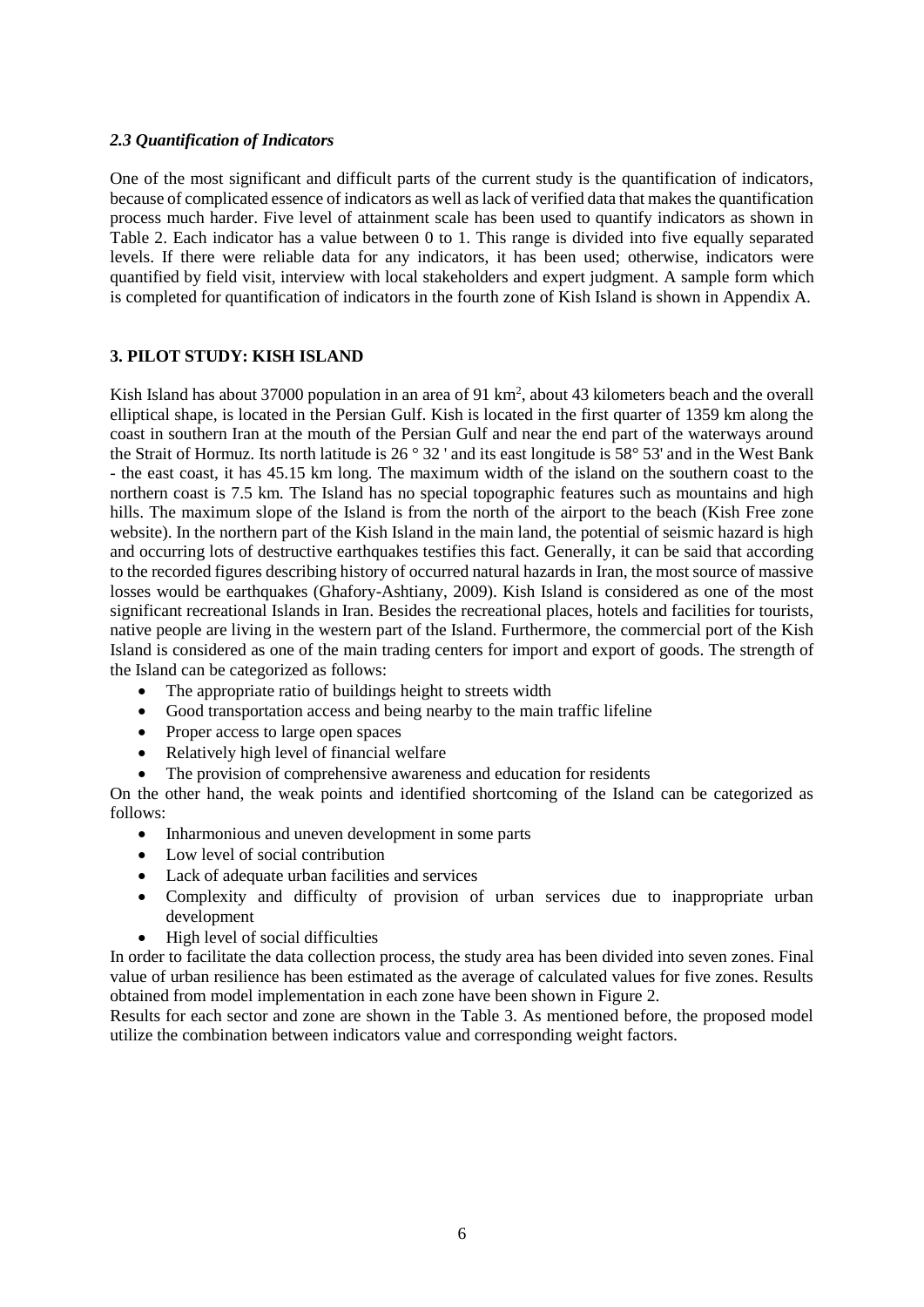### *2.3 Quantification of Indicators*

One of the most significant and difficult parts of the current study is the quantification of indicators, because of complicated essence of indicators as well as lack of verified data that makes the quantification process much harder. Five level of attainment scale has been used to quantify indicators as shown in Table 2. Each indicator has a value between 0 to 1. This range is divided into five equally separated levels. If there were reliable data for any indicators, it has been used; otherwise, indicators were quantified by field visit, interview with local stakeholders and expert judgment. A sample form which is completed for quantification of indicators in the fourth zone of Kish Island is shown in Appendix A.

## 3. PILOT STUDY: KISH ISLAND

Kish Island has about 37000 population in an area of 91 km$^2$, about 43 kilometers beach and the overall elliptical shape, is located in the Persian Gulf. Kish is located in the first quarter of 1359 km along the coast in southern Iran at the mouth of the Persian Gulf and near the end part of the waterways around the Strait of Hormuz. Its north latitude is 26 ° 32 ' and its east longitude is 58° 53' and in the West Bank - the east coast, it has 45.15 km long. The maximum width of the island on the southern coast to the northern coast is 7.5 km. The Island has no special topographic features such as mountains and high hills. The maximum slope of the Island is from the north of the airport to the beach (Kish Free zone website). In the northern part of the Kish Island in the main land, the potential of seismic hazard is high and occurring lots of destructive earthquakes testifies this fact. Generally, it can be said that according to the recorded figures describing history of occurred natural hazards in Iran, the most source of massive losses would be earthquakes (Ghafory-Ashtiany, 2009). Kish Island is considered as one of the most significant recreational Islands in Iran. Besides the recreational places, hotels and facilities for tourists, native people are living in the western part of the Island. Furthermore, the commercial port of the Kish Island is considered as one of the main trading centers for import and export of goods. The strength of the Island can be categorized as follows:

- The appropriate ratio of buildings height to streets width
- Good transportation access and being nearby to the main traffic lifeline
- Proper access to large open spaces
- Relatively high level of financial welfare
- The provision of comprehensive awareness and education for residents

On the other hand, the weak points and identified shortcoming of the Island can be categorized as follows:

- Inharmonious and uneven development in some parts
- Low level of social contribution
- Lack of adequate urban facilities and services
- Complexity and difficulty of provision of urban services due to inappropriate urban development
- High level of social difficulties

In order to facilitate the data collection process, the study area has been divided into seven zones. Final value of urban resilience has been estimated as the average of calculated values for five zones. Results obtained from model implementation in each zone have been shown in Figure 2.

Results for each sector and zone are shown in the Table 3. As mentioned before, the proposed model utilize the combination between indicators value and corresponding weight factors.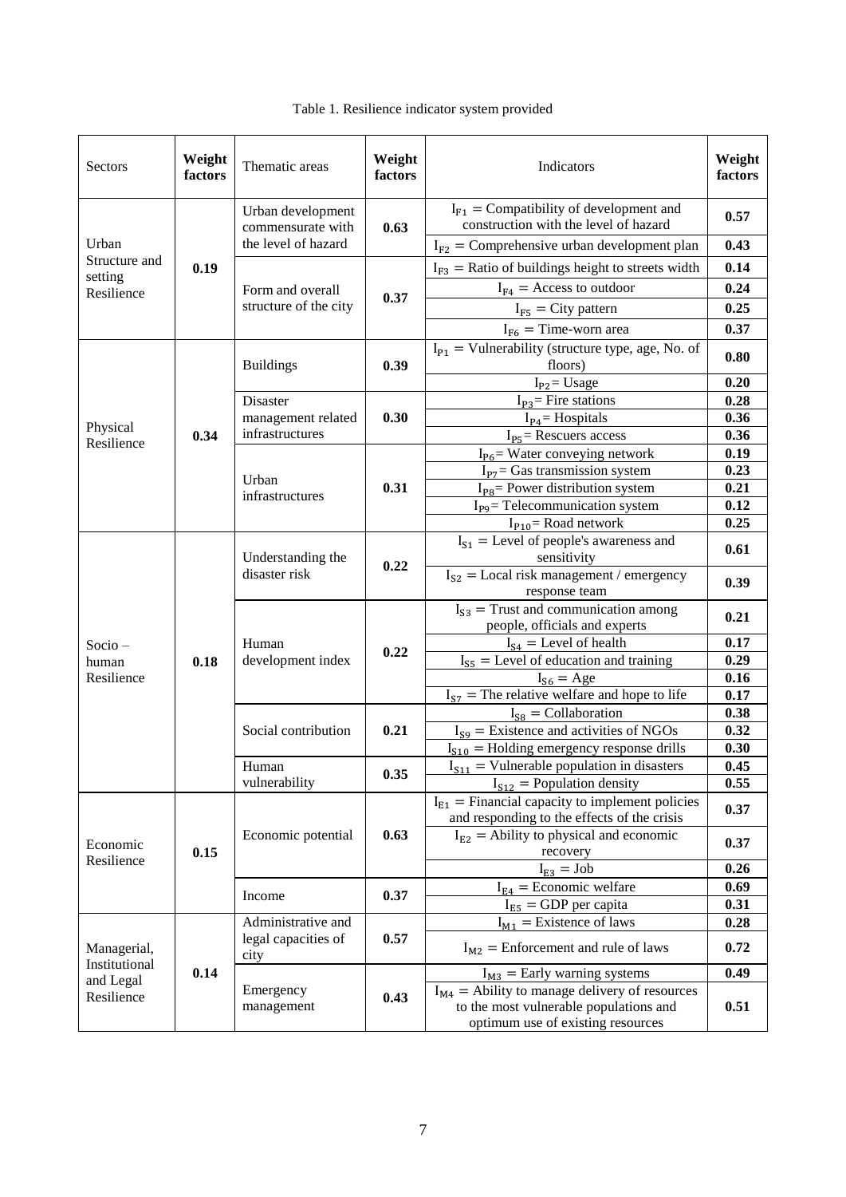Table 1. Resilience indicator system provided

| Sectors | Weight factors | Thematic areas | Weight factors | Indicators | Weight factors |
|---|---|---|---|---|---|
| Urban Structure and setting Resilience | **0.19** | Urban development commensurate with the level of hazard | **0.63** | $I_{F1}$ = Compatibility of development and construction with the level of hazard | **0.57** |
| | | | | $I_{F2}$ = Comprehensive urban development plan | **0.43** |
| | | Form and overall structure of the city | **0.37** | $I_{F3}$ = Ratio of buildings height to streets width | **0.14** |
| | | | | $I_{F4}$ = Access to outdoor | **0.24** |
| | | | | $I_{F5}$ = City pattern | **0.25** |
| | | | | $I_{F6}$ = Time-worn area | **0.37** |
| Physical Resilience | **0.34** | Buildings | **0.39** | $I_{P1}$ = Vulnerability (structure type, age, No. of floors) | **0.80** |
| | | | | $I_{P2}$ = Usage | **0.20** |
| | | Disaster management related infrastructures | **0.30** | $I_{P3}$ = Fire stations | **0.28** |
| | | | | $I_{P4}$ = Hospitals | **0.36** |
| | | | | $I_{P5}$ = Rescuers access | **0.36** |
| | | Urban infrastructures | **0.31** | $I_{P6}$ = Water conveying network | **0.19** |
| | | | | $I_{P7}$ = Gas transmission system | **0.23** |
| | | | | $I_{P8}$ = Power distribution system | **0.21** |
| | | | | $I_{P9}$ = Telecommunication system | **0.12** |
| | | | | $I_{P10}$ = Road network | **0.25** |
| Socio – human Resilience | **0.18** | Understanding the disaster risk | **0.22** | $I_{S1}$ = Level of people's awareness and sensitivity | **0.61** |
| | | | | $I_{S2}$ = Local risk management / emergency response team | **0.39** |
| | | Human development index | **0.22** | $I_{S3}$ = Trust and communication among people, officials and experts | **0.21** |
| | | | | $I_{S4}$ = Level of health | **0.17** |
| | | | | $I_{S5}$ = Level of education and training | **0.29** |
| | | | | $I_{S6}$ = Age | **0.16** |
| | | | | $I_{S7}$ = The relative welfare and hope to life | **0.17** |
| | | Social contribution | **0.21** | $I_{S8}$ = Collaboration | **0.38** |
| | | | | $I_{S9}$ = Existence and activities of NGOs | **0.32** |
| | | | | $I_{S10}$ = Holding emergency response drills | **0.30** |
| | | Human vulnerability | **0.35** | $I_{S11}$ = Vulnerable population in disasters | **0.45** |
| | | | | $I_{S12}$ = Population density | **0.55** |
| Economic Resilience | **0.15** | Economic potential | **0.63** | $I_{E1}$ = Financial capacity to implement policies and responding to the effects of the crisis | **0.37** |
| | | | | $I_{E2}$ = Ability to physical and economic recovery | **0.37** |
| | | | | $I_{E3}$ = Job | **0.26** |
| | | Income | **0.37** | $I_{E4}$ = Economic welfare | **0.69** |
| | | | | $I_{E5}$ = GDP per capita | **0.31** |
| Managerial, Institutional and Legal Resilience | **0.14** | Administrative and legal capacities of city | **0.57** | $I_{M1}$ = Existence of laws | **0.28** |
| | | | | $I_{M2}$ = Enforcement and rule of laws | **0.72** |
| | | Emergency management | **0.43** | $I_{M3}$ = Early warning systems | **0.49** |
| | | | | $I_{M4}$ = Ability to manage delivery of resources to the most vulnerable populations and optimum use of existing resources | **0.51** |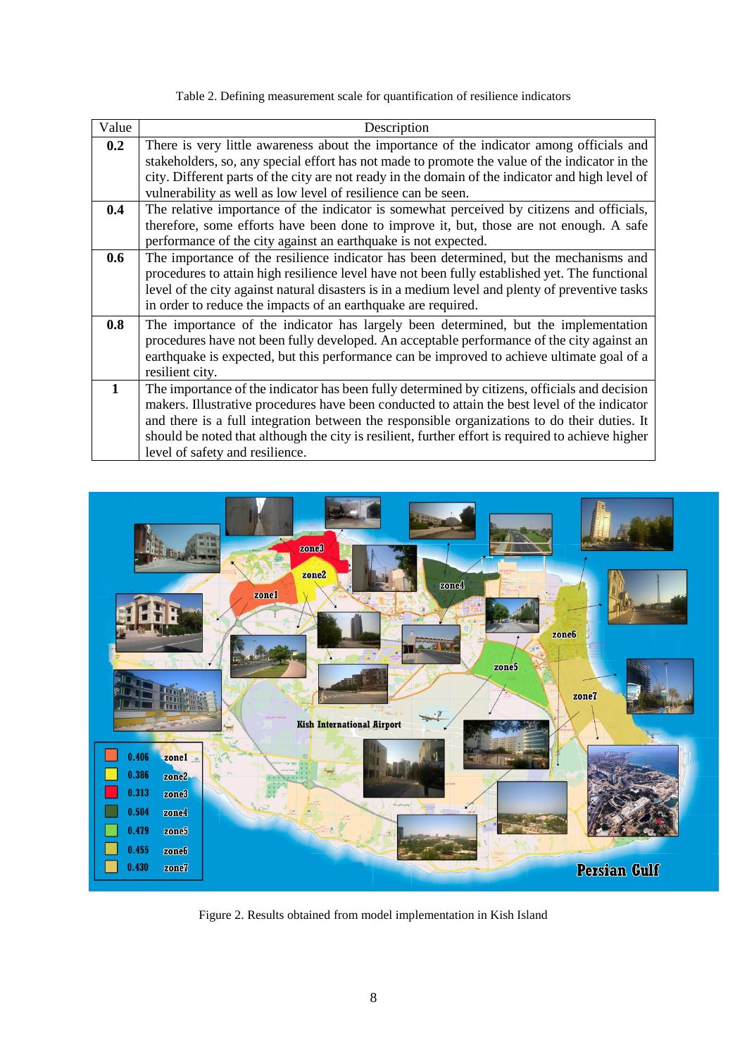Table 2. Defining measurement scale for quantification of resilience indicators

| Value | Description |
|---|---|
| **0.2** | There is very little awareness about the importance of the indicator among officials and stakeholders, so, any special effort has not made to promote the value of the indicator in the city. Different parts of the city are not ready in the domain of the indicator and high level of vulnerability as well as low level of resilience can be seen. |
| **0.4** | The relative importance of the indicator is somewhat perceived by citizens and officials, therefore, some efforts have been done to improve it, but, those are not enough. A safe performance of the city against an earthquake is not expected. |
| **0.6** | The importance of the resilience indicator has been determined, but the mechanisms and procedures to attain high resilience level have not been fully established yet. The functional level of the city against natural disasters is in a medium level and plenty of preventive tasks in order to reduce the impacts of an earthquake are required. |
| **0.8** | The importance of the indicator has largely been determined, but the implementation procedures have not been fully developed. An acceptable performance of the city against an earthquake is expected, but this performance can be improved to achieve ultimate goal of a resilient city. |
| **1** | The importance of the indicator has been fully determined by citizens, officials and decision makers. Illustrative procedures have been conducted to attain the best level of the indicator and there is a full integration between the responsible organizations to do their duties. It should be noted that although the city is resilient, further effort is required to achieve higher level of safety and resilience. |

Figure 2. Results obtained from model implementation in Kish Island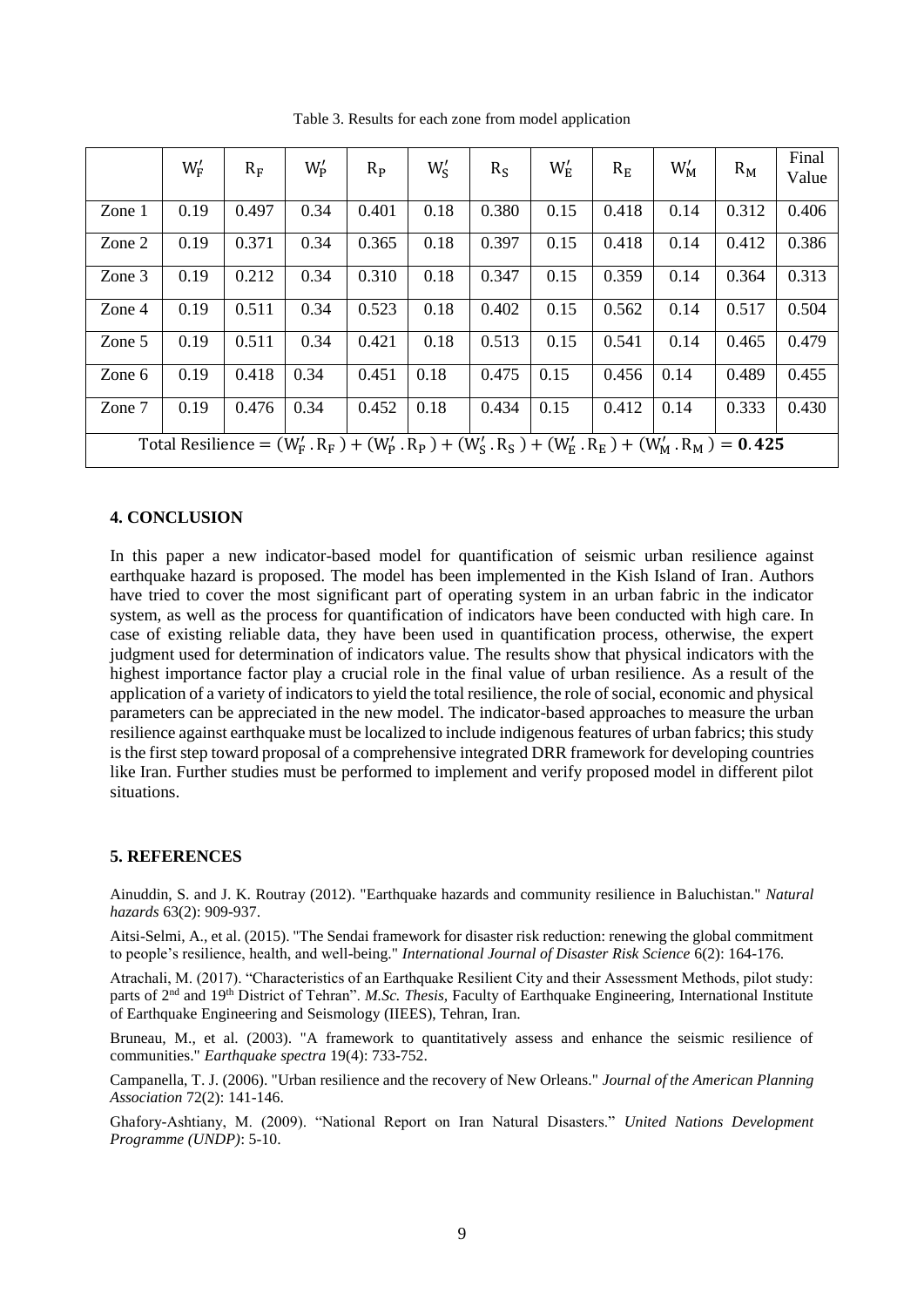Table 3. Results for each zone from model application

| | $W'_F$ | $R_F$ | $W'_P$ | $R_P$ | $W'_S$ | $R_S$ | $W'_E$ | $R_E$ | $W'_M$ | $R_M$ | Final Value |
|---|---|---|---|---|---|---|---|---|---|---|---|
| Zone 1 | 0.19 | 0.497 | 0.34 | 0.401 | 0.18 | 0.380 | 0.15 | 0.418 | 0.14 | 0.312 | 0.406 |
| Zone 2 | 0.19 | 0.371 | 0.34 | 0.365 | 0.18 | 0.397 | 0.15 | 0.418 | 0.14 | 0.412 | 0.386 |
| Zone 3 | 0.19 | 0.212 | 0.34 | 0.310 | 0.18 | 0.347 | 0.15 | 0.359 | 0.14 | 0.364 | 0.313 |
| Zone 4 | 0.19 | 0.511 | 0.34 | 0.523 | 0.18 | 0.402 | 0.15 | 0.562 | 0.14 | 0.517 | 0.504 |
| Zone 5 | 0.19 | 0.511 | 0.34 | 0.421 | 0.18 | 0.513 | 0.15 | 0.541 | 0.14 | 0.465 | 0.479 |
| Zone 6 | 0.19 | 0.418 | 0.34 | 0.451 | 0.18 | 0.475 | 0.15 | 0.456 | 0.14 | 0.489 | 0.455 |
| Zone 7 | 0.19 | 0.476 | 0.34 | 0.452 | 0.18 | 0.434 | 0.15 | 0.412 | 0.14 | 0.333 | 0.430 |
| $\text{Total Resilience} = (W'_F \,.\, R_F) + (W'_P \,.\, R_P) + (W'_S \,.\, R_S) + (W'_E \,.\, R_E) + (W'_M \,.\, R_M) = \mathbf{0.425}$ | | | | | | | | | | | |

## 4. CONCLUSION

In this paper a new indicator-based model for quantification of seismic urban resilience against earthquake hazard is proposed. The model has been implemented in the Kish Island of Iran. Authors have tried to cover the most significant part of operating system in an urban fabric in the indicator system, as well as the process for quantification of indicators have been conducted with high care. In case of existing reliable data, they have been used in quantification process, otherwise, the expert judgment used for determination of indicators value. The results show that physical indicators with the highest importance factor play a crucial role in the final value of urban resilience. As a result of the application of a variety of indicators to yield the total resilience, the role of social, economic and physical parameters can be appreciated in the new model. The indicator-based approaches to measure the urban resilience against earthquake must be localized to include indigenous features of urban fabrics; this study is the first step toward proposal of a comprehensive integrated DRR framework for developing countries like Iran. Further studies must be performed to implement and verify proposed model in different pilot situations.

## 5. REFERENCES

Ainuddin, S. and J. K. Routray (2012). "Earthquake hazards and community resilience in Baluchistan." *Natural hazards* 63(2): 909-937.

Aitsi-Selmi, A., et al. (2015). "The Sendai framework for disaster risk reduction: renewing the global commitment to people's resilience, health, and well-being." *International Journal of Disaster Risk Science* 6(2): 164-176.

Atrachali, M. (2017). "Characteristics of an Earthquake Resilient City and their Assessment Methods, pilot study: parts of 2nd and 19th District of Tehran". *M.Sc. Thesis*, Faculty of Earthquake Engineering, International Institute of Earthquake Engineering and Seismology (IIEES), Tehran, Iran.

Bruneau, M., et al. (2003). "A framework to quantitatively assess and enhance the seismic resilience of communities." *Earthquake spectra* 19(4): 733-752.

Campanella, T. J. (2006). "Urban resilience and the recovery of New Orleans." *Journal of the American Planning Association* 72(2): 141-146.

Ghafory-Ashtiany, M. (2009). "National Report on Iran Natural Disasters." *United Nations Development Programme (UNDP)*: 5-10.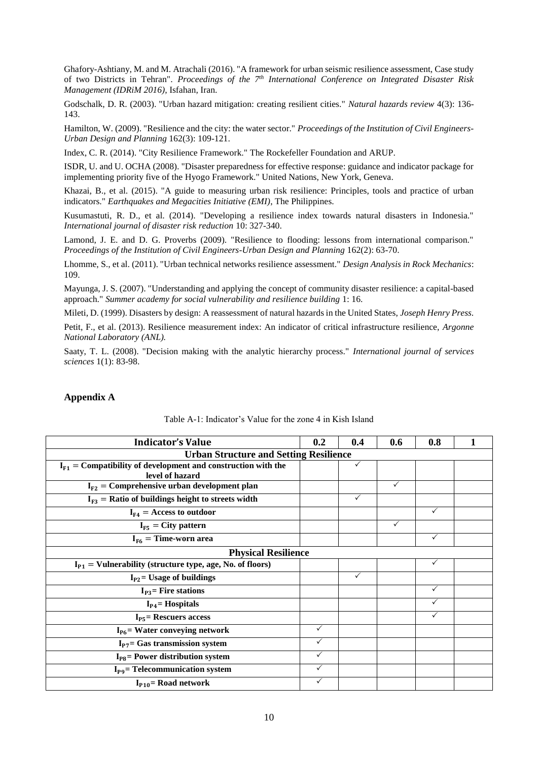Ghafory-Ashtiany, M. and M. Atrachali (2016). "A framework for urban seismic resilience assessment, Case study of two Districts in Tehran". *Proceedings of the 7th International Conference on Integrated Disaster Risk Management (IDRiM 2016)*, Isfahan, Iran.

Godschalk, D. R. (2003). "Urban hazard mitigation: creating resilient cities." *Natural hazards review* 4(3): 136-143.

Hamilton, W. (2009). "Resilience and the city: the water sector." *Proceedings of the Institution of Civil Engineers-Urban Design and Planning* 162(3): 109-121.

Index, C. R. (2014). "City Resilience Framework." The Rockefeller Foundation and ARUP.

ISDR, U. and U. OCHA (2008). "Disaster preparedness for effective response: guidance and indicator package for implementing priority five of the Hyogo Framework." United Nations, New York, Geneva.

Khazai, B., et al. (2015). "A guide to measuring urban risk resilience: Principles, tools and practice of urban indicators." *Earthquakes and Megacities Initiative (EMI)*, The Philippines.

Kusumastuti, R. D., et al. (2014). "Developing a resilience index towards natural disasters in Indonesia." *International journal of disaster risk reduction* 10: 327-340.

Lamond, J. E. and D. G. Proverbs (2009). "Resilience to flooding: lessons from international comparison." *Proceedings of the Institution of Civil Engineers-Urban Design and Planning* 162(2): 63-70.

Lhomme, S., et al. (2011). "Urban technical networks resilience assessment." *Design Analysis in Rock Mechanics*: 109.

Mayunga, J. S. (2007). "Understanding and applying the concept of community disaster resilience: a capital-based approach." *Summer academy for social vulnerability and resilience building* 1: 16.

Mileti, D. (1999). Disasters by design: A reassessment of natural hazards in the United States, *Joseph Henry Press.*

Petit, F., et al. (2013). Resilience measurement index: An indicator of critical infrastructure resilience, *Argonne National Laboratory (ANL).*

Saaty, T. L. (2008). "Decision making with the analytic hierarchy process." *International journal of services sciences* 1(1): 83-98.

## Appendix A

Table A-1: Indicator's Value for the zone 4 in Kish Island

| Indicator's Value | 0.2 | 0.4 | 0.6 | 0.8 | 1 |
|---|---|---|---|---|---|
| **Urban Structure and Setting Resilience** | | | | | |
| $I_{F1}$ = Compatibility of development and construction with the level of hazard | | ✓ | | | |
| $I_{F2}$ = Comprehensive urban development plan | | | ✓ | | |
| $I_{F3}$ = Ratio of buildings height to streets width | | ✓ | | | |
| $I_{F4}$ = Access to outdoor | | | | ✓ | |
| $I_{F5}$ = City pattern | | | ✓ | | |
| $I_{F6}$ = Time-worn area | | | | ✓ | |
| **Physical Resilience** | | | | | |
| $I_{P1}$ = Vulnerability (structure type, age, No. of floors) | | | | ✓ | |
| $I_{P2}$ = Usage of buildings | | ✓ | | | |
| $I_{P3}$ = Fire stations | | | | ✓ | |
| $I_{P4}$ = Hospitals | | | | ✓ | |
| $I_{P5}$ = Rescuers access | | | | ✓ | |
| $I_{P6}$ = Water conveying network | ✓ | | | | |
| $I_{P7}$ = Gas transmission system | ✓ | | | | |
| $I_{P8}$ = Power distribution system | ✓ | | | | |
| $I_{P9}$ = Telecommunication system | ✓ | | | | |
| $I_{P10}$ = Road network | ✓ | | | | |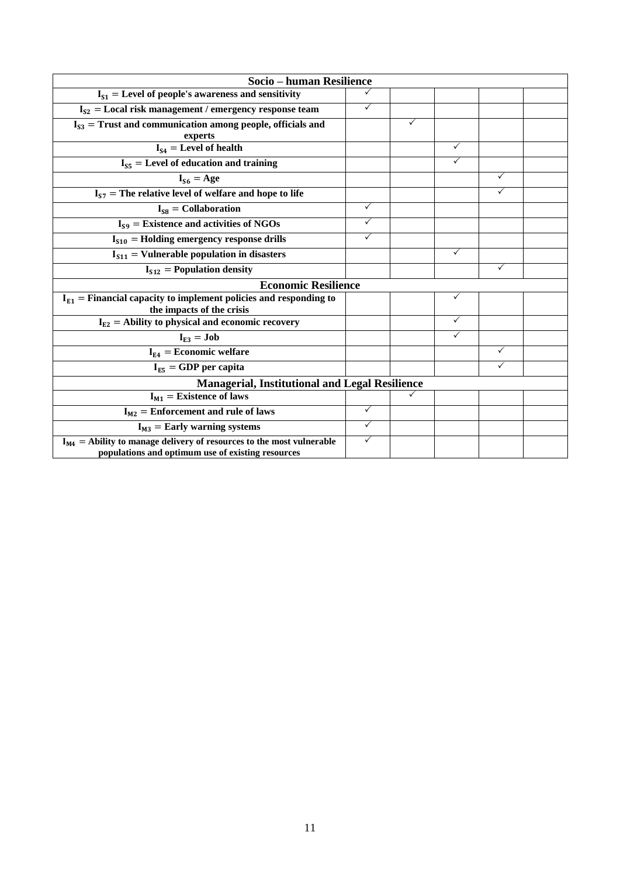| | | | | | |
|---|---|---|---|---|---|
| **Socio – human Resilience** | | | | | |
| $\mathbf{I_{S1}}$ **= Level of people's awareness and sensitivity** | ✓ | | | | |
| $\mathbf{I_{S2}}$ **= Local risk management / emergency response team** | ✓ | | | | |
| $\mathbf{I_{S3}}$ **= Trust and communication among people, officials and experts** | | ✓ | | | |
| $\mathbf{I_{S4}}$ **= Level of health** | | | ✓ | | |
| $\mathbf{I_{S5}}$ **= Level of education and training** | | | ✓ | | |
| $\mathbf{I_{S6}}$ **= Age** | | | | ✓ | |
| $\mathbf{I_{S7}}$ **= The relative level of welfare and hope to life** | | | | ✓ | |
| $\mathbf{I_{S8}}$ **= Collaboration** | ✓ | | | | |
| $\mathbf{I_{S9}}$ **= Existence and activities of NGOs** | ✓ | | | | |
| $\mathbf{I_{S10}}$ **= Holding emergency response drills** | ✓ | | | | |
| $\mathbf{I_{S11}}$ **= Vulnerable population in disasters** | | | ✓ | | |
| $\mathbf{I_{S12}}$ **= Population density** | | | | ✓ | |
| **Economic Resilience** | | | | | |
| $\mathbf{I_{E1}}$ **= Financial capacity to implement policies and responding to the impacts of the crisis** | | | ✓ | | |
| $\mathbf{I_{E2}}$ **= Ability to physical and economic recovery** | | | ✓ | | |
| $\mathbf{I_{E3}}$ **= Job** | | | ✓ | | |
| $\mathbf{I_{E4}}$ **= Economic welfare** | | | | ✓ | |
| $\mathbf{I_{E5}}$ **= GDP per capita** | | | | ✓ | |
| **Managerial, Institutional and Legal Resilience** | | | | | |
| $\mathbf{I_{M1}}$ **= Existence of laws** | | ✓ | | | |
| $\mathbf{I_{M2}}$ **= Enforcement and rule of laws** | ✓ | | | | |
| $\mathbf{I_{M3}}$ **= Early warning systems** | ✓ | | | | |
| $\mathbf{I_{M4}}$ **= Ability to manage delivery of resources to the most vulnerable populations and optimum use of existing resources** | ✓ | | | | |